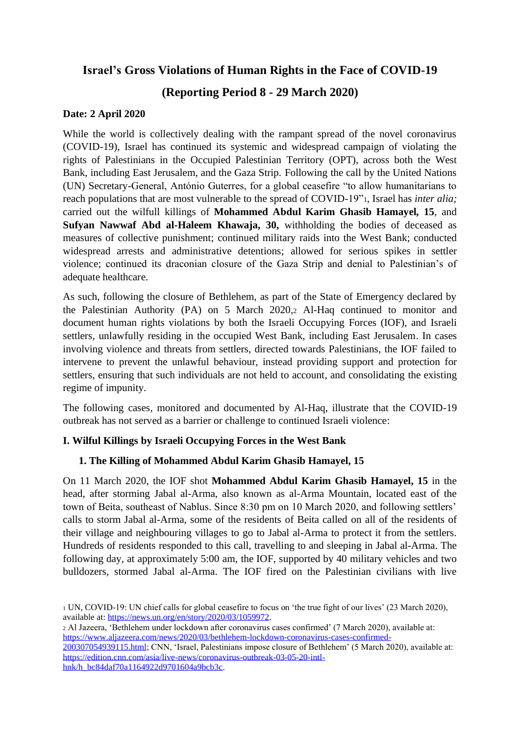# Israel's Gross Violations of Human Rights in the Face of COVID-19

## (Reporting Period 8 - 29 March 2020)

**Date: 2 April 2020**

While the world is collectively dealing with the rampant spread of the novel coronavirus (COVID-19), Israel has continued its systemic and widespread campaign of violating the rights of Palestinians in the Occupied Palestinian Territory (OPT), across both the West Bank, including East Jerusalem, and the Gaza Strip. Following the call by the United Nations (UN) Secretary-General, António Guterres, for a global ceasefire "to allow humanitarians to reach populations that are most vulnerable to the spread of COVID-19"[1], Israel has *inter alia;* carried out the wilfull killings of **Mohammed Abdul Karim Ghasib Hamayel, 15**, and **Sufyan Nawwaf Abd al-Haleem Khawaja, 30,** withholding the bodies of deceased as measures of collective punishment; continued military raids into the West Bank; conducted widespread arrests and administrative detentions; allowed for serious spikes in settler violence; continued its draconian closure of the Gaza Strip and denial to Palestinian's of adequate healthcare.

As such, following the closure of Bethlehem, as part of the State of Emergency declared by the Palestinian Authority (PA) on 5 March 2020,[2] Al-Haq continued to monitor and document human rights violations by both the Israeli Occupying Forces (IOF), and Israeli settlers, unlawfully residing in the occupied West Bank, including East Jerusalem. In cases involving violence and threats from settlers, directed towards Palestinians, the IOF failed to intervene to prevent the unlawful behaviour, instead providing support and protection for settlers, ensuring that such individuals are not held to account, and consolidating the existing regime of impunity.

The following cases, monitored and documented by Al-Haq, illustrate that the COVID-19 outbreak has not served as a barrier or challenge to continued Israeli violence:

### I. Wilful Killings by Israeli Occupying Forces in the West Bank

#### 1. The Killing of Mohammed Abdul Karim Ghasib Hamayel, 15

On 11 March 2020, the IOF shot **Mohammed Abdul Karim Ghasib Hamayel, 15** in the head, after storming Jabal al-Arma, also known as al-Arma Mountain, located east of the town of Beita, southeast of Nablus. Since 8:30 pm on 10 March 2020, and following settlers' calls to storm Jabal al-Arma, some of the residents of Beita called on all of the residents of their village and neighbouring villages to go to Jabal al-Arma to protect it from the settlers. Hundreds of residents responded to this call, travelling to and sleeping in Jabal al-Arma. The following day, at approximately 5:00 am, the IOF, supported by 40 military vehicles and two bulldozers, stormed Jabal al-Arma. The IOF fired on the Palestinian civilians with live

---

[1] UN, COVID-19: UN chief calls for global ceasefire to focus on 'the true fight of our lives' (23 March 2020), available at: https://news.un.org/en/story/2020/03/1059972.

[2] Al Jazeera, 'Bethlehem under lockdown after coronavirus cases confirmed' (7 March 2020), available at: https://www.aljazeera.com/news/2020/03/bethlehem-lockdown-coronavirus-cases-confirmed-200307054939115.html; CNN, 'Israel, Palestinians impose closure of Bethlehem' (5 March 2020), available at: https://edition.cnn.com/asia/live-news/coronavirus-outbreak-03-05-20-intl-hnk/h_bc84daf70a1164922d9701604a9bcb3c.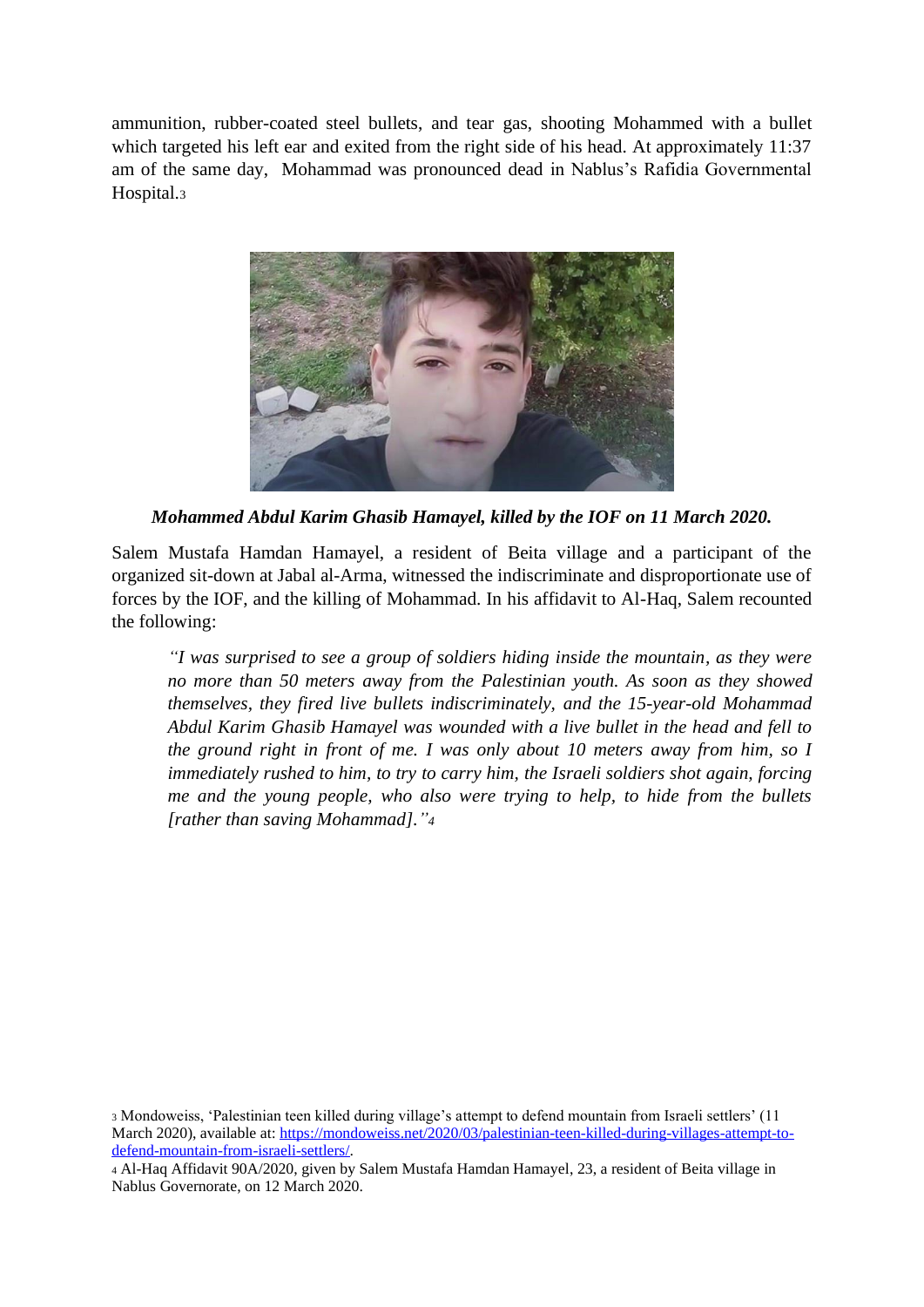ammunition, rubber-coated steel bullets, and tear gas, shooting Mohammed with a bullet which targeted his left ear and exited from the right side of his head. At approximately 11:37 am of the same day, Mohammad was pronounced dead in Nablus's Rafidia Governmental Hospital.[3]

***Mohammed Abdul Karim Ghasib Hamayel, killed by the IOF on 11 March 2020.***

Salem Mustafa Hamdan Hamayel, a resident of Beita village and a participant of the organized sit-down at Jabal al-Arma, witnessed the indiscriminate and disproportionate use of forces by the IOF, and the killing of Mohammad. In his affidavit to Al-Haq, Salem recounted the following:

> *"I was surprised to see a group of soldiers hiding inside the mountain, as they were no more than 50 meters away from the Palestinian youth. As soon as they showed themselves, they fired live bullets indiscriminately, and the 15-year-old Mohammad Abdul Karim Ghasib Hamayel was wounded with a live bullet in the head and fell to the ground right in front of me. I was only about 10 meters away from him, so I immediately rushed to him, to try to carry him, the Israeli soldiers shot again, forcing me and the young people, who also were trying to help, to hide from the bullets [rather than saving Mohammad]."*[4]

[3] Mondoweiss, 'Palestinian teen killed during village's attempt to defend mountain from Israeli settlers' (11 March 2020), available at: https://mondoweiss.net/2020/03/palestinian-teen-killed-during-villages-attempt-to-defend-mountain-from-israeli-settlers/.

[4] Al-Haq Affidavit 90A/2020, given by Salem Mustafa Hamdan Hamayel, 23, a resident of Beita village in Nablus Governorate, on 12 March 2020.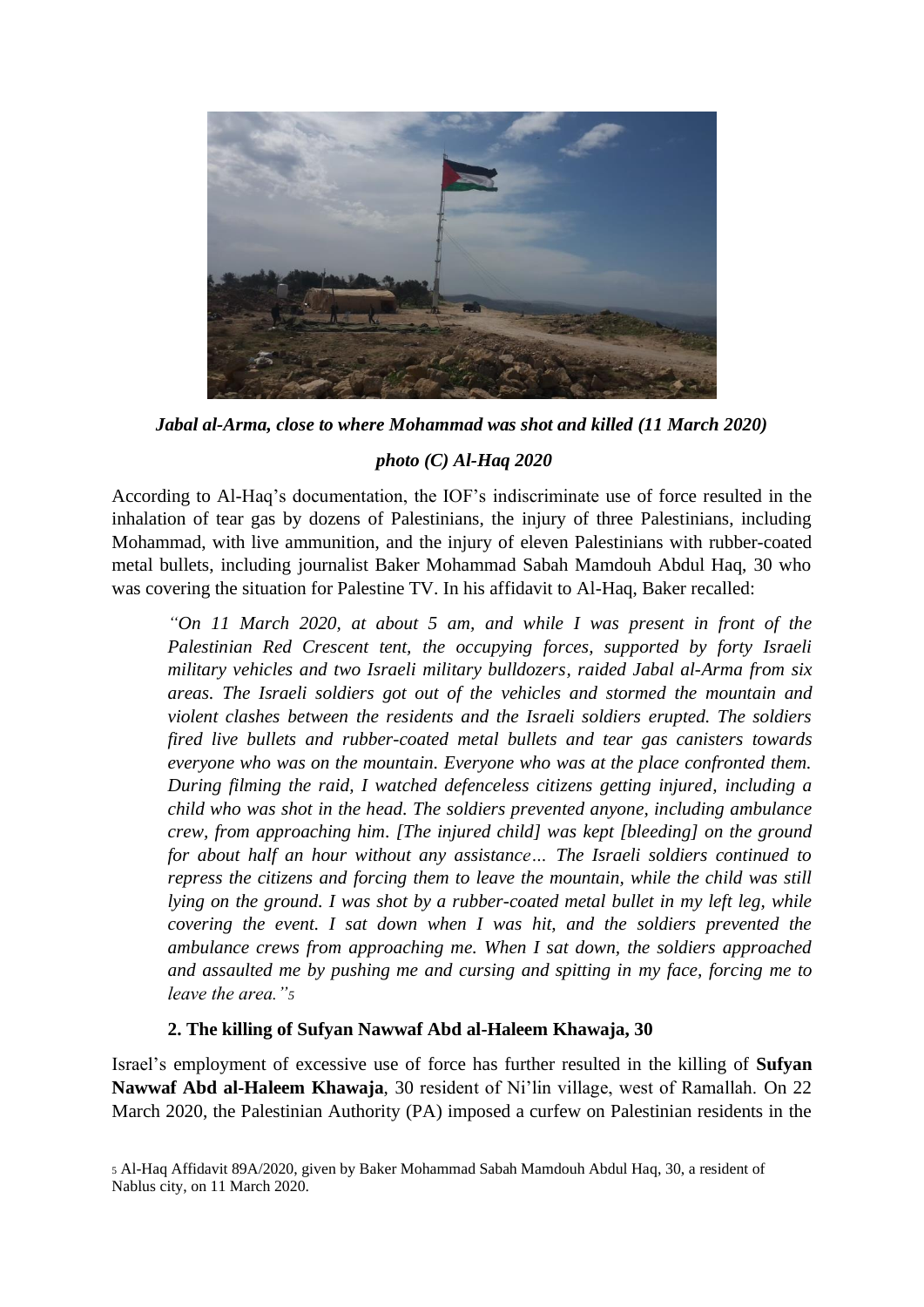*Jabal al-Arma, close to where Mohammad was shot and killed (11 March 2020)*

*photo (C) Al-Haq 2020*

According to Al-Haq's documentation, the IOF's indiscriminate use of force resulted in the inhalation of tear gas by dozens of Palestinians, the injury of three Palestinians, including Mohammad, with live ammunition, and the injury of eleven Palestinians with rubber-coated metal bullets, including journalist Baker Mohammad Sabah Mamdouh Abdul Haq, 30 who was covering the situation for Palestine TV. In his affidavit to Al-Haq, Baker recalled:

> *"On 11 March 2020, at about 5 am, and while I was present in front of the Palestinian Red Crescent tent, the occupying forces, supported by forty Israeli military vehicles and two Israeli military bulldozers, raided Jabal al-Arma from six areas. The Israeli soldiers got out of the vehicles and stormed the mountain and violent clashes between the residents and the Israeli soldiers erupted. The soldiers fired live bullets and rubber-coated metal bullets and tear gas canisters towards everyone who was on the mountain. Everyone who was at the place confronted them. During filming the raid, I watched defenceless citizens getting injured, including a child who was shot in the head. The soldiers prevented anyone, including ambulance crew, from approaching him. [The injured child] was kept [bleeding] on the ground for about half an hour without any assistance… The Israeli soldiers continued to repress the citizens and forcing them to leave the mountain, while the child was still lying on the ground. I was shot by a rubber-coated metal bullet in my left leg, while covering the event. I sat down when I was hit, and the soldiers prevented the ambulance crews from approaching me. When I sat down, the soldiers approached and assaulted me by pushing me and cursing and spitting in my face, forcing me to leave the area."*[5]

### 2. The killing of Sufyan Nawwaf Abd al-Haleem Khawaja, 30

Israel's employment of excessive use of force has further resulted in the killing of **Sufyan Nawwaf Abd al-Haleem Khawaja**, 30 resident of Ni'lin village, west of Ramallah. On 22 March 2020, the Palestinian Authority (PA) imposed a curfew on Palestinian residents in the

[5] Al-Haq Affidavit 89A/2020, given by Baker Mohammad Sabah Mamdouh Abdul Haq, 30, a resident of Nablus city, on 11 March 2020.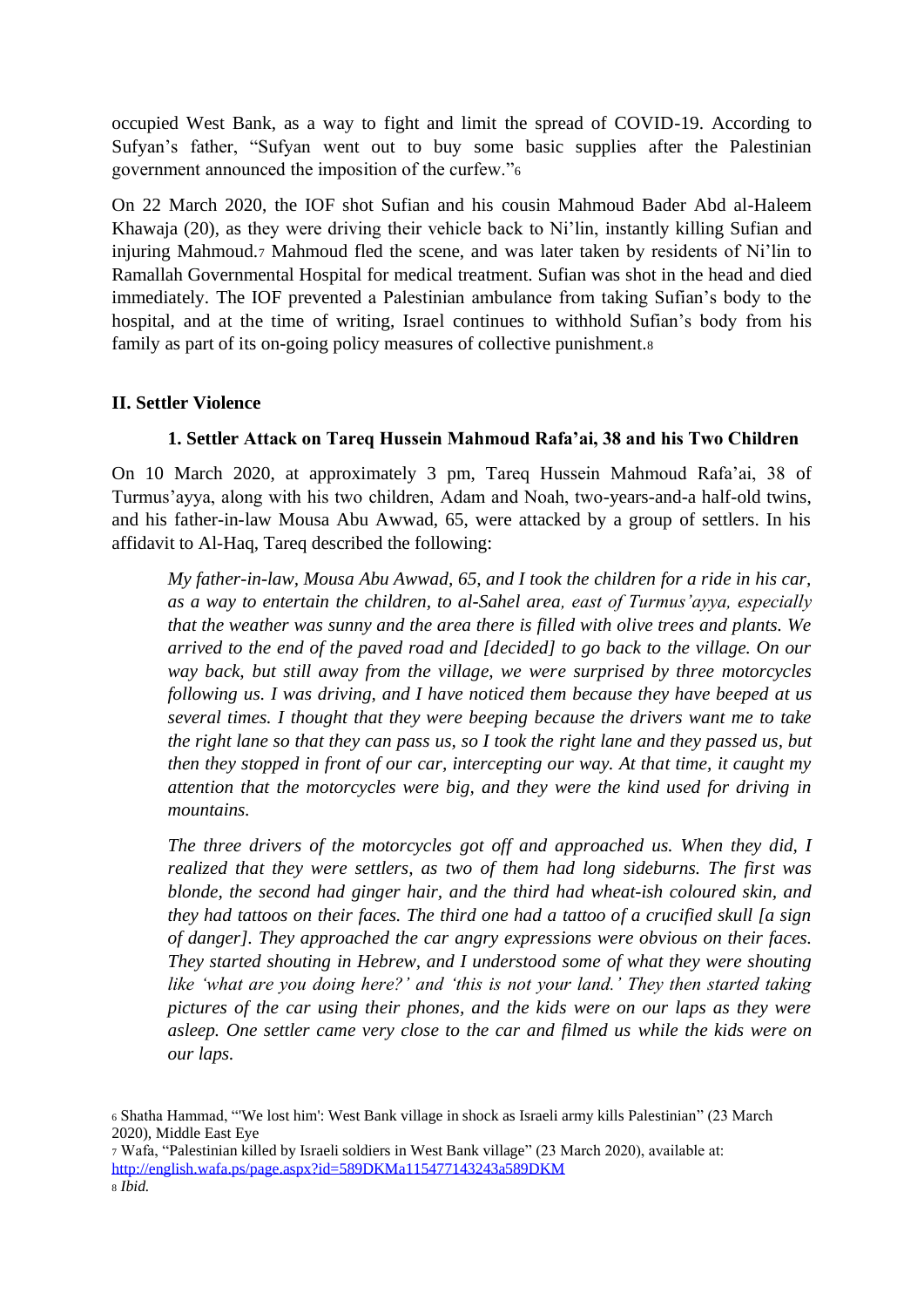occupied West Bank, as a way to fight and limit the spread of COVID-19. According to Sufyan's father, "Sufyan went out to buy some basic supplies after the Palestinian government announced the imposition of the curfew."[6]

On 22 March 2020, the IOF shot Sufian and his cousin Mahmoud Bader Abd al-Haleem Khawaja (20), as they were driving their vehicle back to Ni'lin, instantly killing Sufian and injuring Mahmoud.[7] Mahmoud fled the scene, and was later taken by residents of Ni'lin to Ramallah Governmental Hospital for medical treatment. Sufian was shot in the head and died immediately. The IOF prevented a Palestinian ambulance from taking Sufian's body to the hospital, and at the time of writing, Israel continues to withhold Sufian's body from his family as part of its on-going policy measures of collective punishment.[8]

## II. Settler Violence

### 1. Settler Attack on Tareq Hussein Mahmoud Rafa'ai, 38 and his Two Children

On 10 March 2020, at approximately 3 pm, Tareq Hussein Mahmoud Rafa'ai, 38 of Turmus'ayya, along with his two children, Adam and Noah, two-years-and-a half-old twins, and his father-in-law Mousa Abu Awwad, 65, were attacked by a group of settlers. In his affidavit to Al-Haq, Tareq described the following:

> *My father-in-law, Mousa Abu Awwad, 65, and I took the children for a ride in his car, as a way to entertain the children, to al-Sahel area, east of Turmus'ayya, especially that the weather was sunny and the area there is filled with olive trees and plants. We arrived to the end of the paved road and [decided] to go back to the village. On our way back, but still away from the village, we were surprised by three motorcycles following us. I was driving, and I have noticed them because they have beeped at us several times. I thought that they were beeping because the drivers want me to take the right lane so that they can pass us, so I took the right lane and they passed us, but then they stopped in front of our car, intercepting our way. At that time, it caught my attention that the motorcycles were big, and they were the kind used for driving in mountains.*
>
> *The three drivers of the motorcycles got off and approached us. When they did, I realized that they were settlers, as two of them had long sideburns. The first was blonde, the second had ginger hair, and the third had wheat-ish coloured skin, and they had tattoos on their faces. The third one had a tattoo of a crucified skull [a sign of danger]. They approached the car angry expressions were obvious on their faces. They started shouting in Hebrew, and I understood some of what they were shouting like 'what are you doing here?' and 'this is not your land.' They then started taking pictures of the car using their phones, and the kids were on our laps as they were asleep. One settler came very close to the car and filmed us while the kids were on our laps.*

---

[6] Shatha Hammad, "'We lost him': West Bank village in shock as Israeli army kills Palestinian" (23 March 2020), Middle East Eye

[7] Wafa, "Palestinian killed by Israeli soldiers in West Bank village" (23 March 2020), available at: http://english.wafa.ps/page.aspx?id=589DKMa115477143243a589DKM

[8] *Ibid.*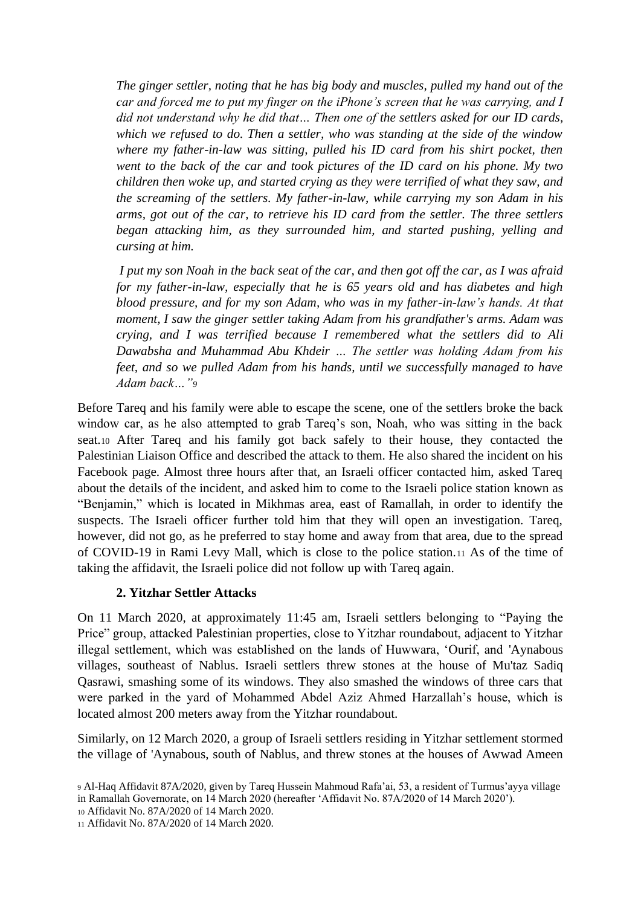*The ginger settler, noting that he has big body and muscles, pulled my hand out of the car and forced me to put my finger on the iPhone's screen that he was carrying, and I did not understand why he did that… Then one of the settlers asked for our ID cards, which we refused to do. Then a settler, who was standing at the side of the window where my father-in-law was sitting, pulled his ID card from his shirt pocket, then went to the back of the car and took pictures of the ID card on his phone. My two children then woke up, and started crying as they were terrified of what they saw, and the screaming of the settlers. My father-in-law, while carrying my son Adam in his arms, got out of the car, to retrieve his ID card from the settler. The three settlers began attacking him, as they surrounded him, and started pushing, yelling and cursing at him.*

*I put my son Noah in the back seat of the car, and then got off the car, as I was afraid for my father-in-law, especially that he is 65 years old and has diabetes and high blood pressure, and for my son Adam, who was in my father-in-law's hands. At that moment, I saw the ginger settler taking Adam from his grandfather's arms. Adam was crying, and I was terrified because I remembered what the settlers did to Ali Dawabsha and Muhammad Abu Khdeir … The settler was holding Adam from his feet, and so we pulled Adam from his hands, until we successfully managed to have Adam back…"*[9]

Before Tareq and his family were able to escape the scene, one of the settlers broke the back window car, as he also attempted to grab Tareq's son, Noah, who was sitting in the back seat.[10] After Tareq and his family got back safely to their house, they contacted the Palestinian Liaison Office and described the attack to them. He also shared the incident on his Facebook page. Almost three hours after that, an Israeli officer contacted him, asked Tareq about the details of the incident, and asked him to come to the Israeli police station known as "Benjamin," which is located in Mikhmas area, east of Ramallah, in order to identify the suspects. The Israeli officer further told him that they will open an investigation. Tareq, however, did not go, as he preferred to stay home and away from that area, due to the spread of COVID-19 in Rami Levy Mall, which is close to the police station.[11] As of the time of taking the affidavit, the Israeli police did not follow up with Tareq again.

### 2. Yitzhar Settler Attacks

On 11 March 2020, at approximately 11:45 am, Israeli settlers belonging to "Paying the Price" group, attacked Palestinian properties, close to Yitzhar roundabout, adjacent to Yitzhar illegal settlement, which was established on the lands of Huwwara, 'Ourif, and 'Aynabous villages, southeast of Nablus. Israeli settlers threw stones at the house of Mu'taz Sadiq Qasrawi, smashing some of its windows. They also smashed the windows of three cars that were parked in the yard of Mohammed Abdel Aziz Ahmed Harzallah's house, which is located almost 200 meters away from the Yitzhar roundabout.

Similarly, on 12 March 2020, a group of Israeli settlers residing in Yitzhar settlement stormed the village of 'Aynabous, south of Nablus, and threw stones at the houses of Awwad Ameen

[9] Al-Haq Affidavit 87A/2020, given by Tareq Hussein Mahmoud Rafa'ai, 53, a resident of Turmus'ayya village in Ramallah Governorate, on 14 March 2020 (hereafter 'Affidavit No. 87A/2020 of 14 March 2020').

[10] Affidavit No. 87A/2020 of 14 March 2020.

[11] Affidavit No. 87A/2020 of 14 March 2020.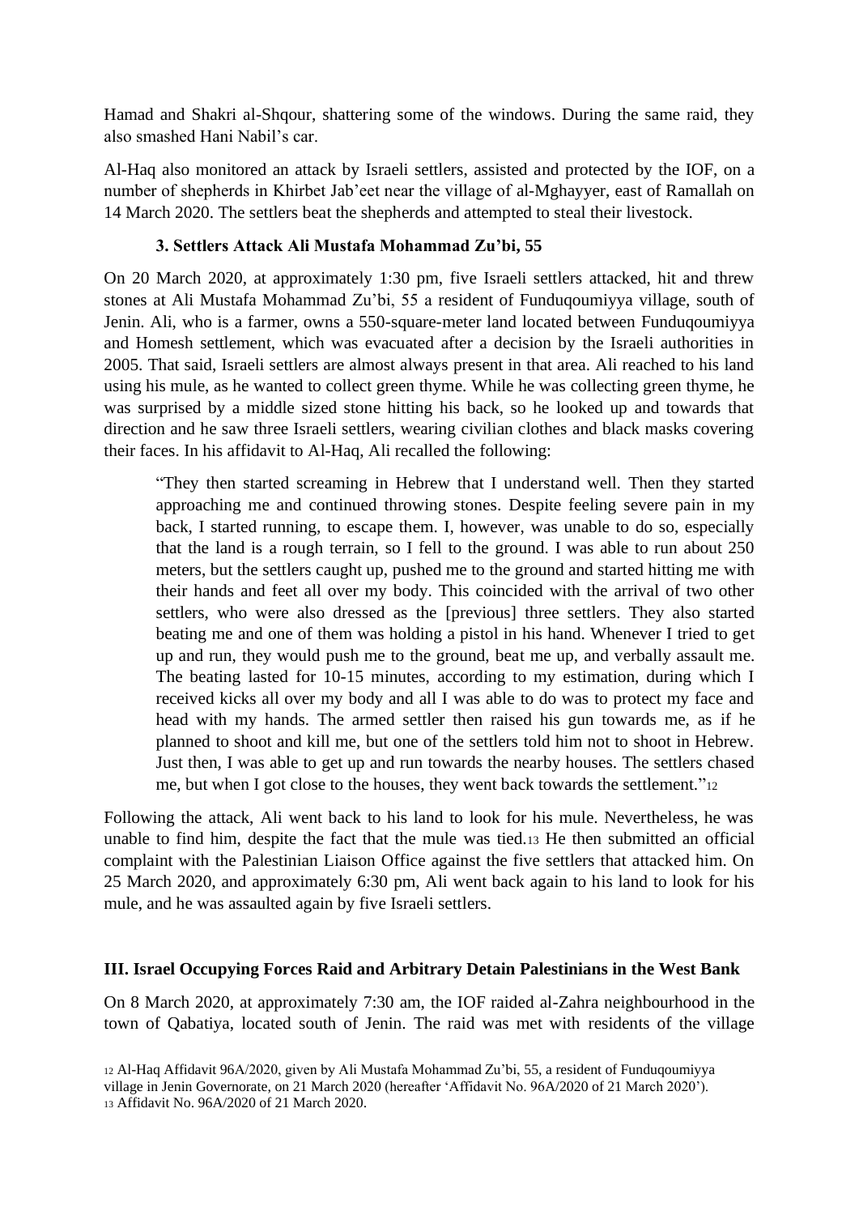Hamad and Shakri al-Shqour, shattering some of the windows. During the same raid, they also smashed Hani Nabil's car.

Al-Haq also monitored an attack by Israeli settlers, assisted and protected by the IOF, on a number of shepherds in Khirbet Jab'eet near the village of al-Mghayyer, east of Ramallah on 14 March 2020. The settlers beat the shepherds and attempted to steal their livestock.

### 3. Settlers Attack Ali Mustafa Mohammad Zu'bi, 55

On 20 March 2020, at approximately 1:30 pm, five Israeli settlers attacked, hit and threw stones at Ali Mustafa Mohammad Zu'bi, 55 a resident of Funduqoumiyya village, south of Jenin. Ali, who is a farmer, owns a 550-square-meter land located between Funduqoumiyya and Homesh settlement, which was evacuated after a decision by the Israeli authorities in 2005. That said, Israeli settlers are almost always present in that area. Ali reached to his land using his mule, as he wanted to collect green thyme. While he was collecting green thyme, he was surprised by a middle sized stone hitting his back, so he looked up and towards that direction and he saw three Israeli settlers, wearing civilian clothes and black masks covering their faces. In his affidavit to Al-Haq, Ali recalled the following:

> "They then started screaming in Hebrew that I understand well. Then they started approaching me and continued throwing stones. Despite feeling severe pain in my back, I started running, to escape them. I, however, was unable to do so, especially that the land is a rough terrain, so I fell to the ground. I was able to run about 250 meters, but the settlers caught up, pushed me to the ground and started hitting me with their hands and feet all over my body. This coincided with the arrival of two other settlers, who were also dressed as the [previous] three settlers. They also started beating me and one of them was holding a pistol in his hand. Whenever I tried to get up and run, they would push me to the ground, beat me up, and verbally assault me. The beating lasted for 10-15 minutes, according to my estimation, during which I received kicks all over my body and all I was able to do was to protect my face and head with my hands. The armed settler then raised his gun towards me, as if he planned to shoot and kill me, but one of the settlers told him not to shoot in Hebrew. Just then, I was able to get up and run towards the nearby houses. The settlers chased me, but when I got close to the houses, they went back towards the settlement."[12]

Following the attack, Ali went back to his land to look for his mule. Nevertheless, he was unable to find him, despite the fact that the mule was tied.[13] He then submitted an official complaint with the Palestinian Liaison Office against the five settlers that attacked him. On 25 March 2020, and approximately 6:30 pm, Ali went back again to his land to look for his mule, and he was assaulted again by five Israeli settlers.

## III. Israel Occupying Forces Raid and Arbitrary Detain Palestinians in the West Bank

On 8 March 2020, at approximately 7:30 am, the IOF raided al-Zahra neighbourhood in the town of Qabatiya, located south of Jenin. The raid was met with residents of the village

[12] Al-Haq Affidavit 96A/2020, given by Ali Mustafa Mohammad Zu'bi, 55, a resident of Funduqoumiyya village in Jenin Governorate, on 21 March 2020 (hereafter 'Affidavit No. 96A/2020 of 21 March 2020').

[13] Affidavit No. 96A/2020 of 21 March 2020.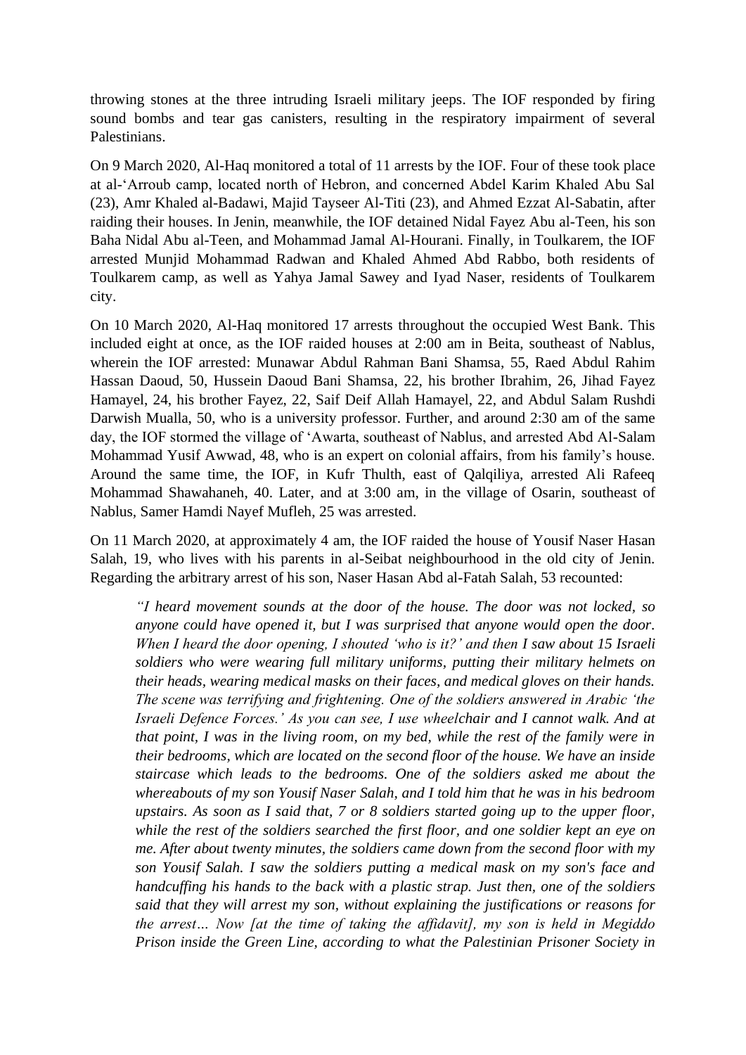throwing stones at the three intruding Israeli military jeeps. The IOF responded by firing sound bombs and tear gas canisters, resulting in the respiratory impairment of several Palestinians.

On 9 March 2020, Al-Haq monitored a total of 11 arrests by the IOF. Four of these took place at al-'Arroub camp, located north of Hebron, and concerned Abdel Karim Khaled Abu Sal (23), Amr Khaled al-Badawi, Majid Tayseer Al-Titi (23), and Ahmed Ezzat Al-Sabatin, after raiding their houses. In Jenin, meanwhile, the IOF detained Nidal Fayez Abu al-Teen, his son Baha Nidal Abu al-Teen, and Mohammad Jamal Al-Hourani. Finally, in Toulkarem, the IOF arrested Munjid Mohammad Radwan and Khaled Ahmed Abd Rabbo, both residents of Toulkarem camp, as well as Yahya Jamal Sawey and Iyad Naser, residents of Toulkarem city.

On 10 March 2020, Al-Haq monitored 17 arrests throughout the occupied West Bank. This included eight at once, as the IOF raided houses at 2:00 am in Beita, southeast of Nablus, wherein the IOF arrested: Munawar Abdul Rahman Bani Shamsa, 55, Raed Abdul Rahim Hassan Daoud, 50, Hussein Daoud Bani Shamsa, 22, his brother Ibrahim, 26, Jihad Fayez Hamayel, 24, his brother Fayez, 22, Saif Deif Allah Hamayel, 22, and Abdul Salam Rushdi Darwish Mualla, 50, who is a university professor. Further, and around 2:30 am of the same day, the IOF stormed the village of 'Awarta, southeast of Nablus, and arrested Abd Al-Salam Mohammad Yusif Awwad, 48, who is an expert on colonial affairs, from his family's house. Around the same time, the IOF, in Kufr Thulth, east of Qalqiliya, arrested Ali Rafeeq Mohammad Shawahaneh, 40. Later, and at 3:00 am, in the village of Osarin, southeast of Nablus, Samer Hamdi Nayef Mufleh, 25 was arrested.

On 11 March 2020, at approximately 4 am, the IOF raided the house of Yousif Naser Hasan Salah, 19, who lives with his parents in al-Seibat neighbourhood in the old city of Jenin. Regarding the arbitrary arrest of his son, Naser Hasan Abd al-Fatah Salah, 53 recounted:

> *"I heard movement sounds at the door of the house. The door was not locked, so anyone could have opened it, but I was surprised that anyone would open the door. When I heard the door opening, I shouted 'who is it?' and then I saw about 15 Israeli soldiers who were wearing full military uniforms, putting their military helmets on their heads, wearing medical masks on their faces, and medical gloves on their hands. The scene was terrifying and frightening. One of the soldiers answered in Arabic 'the Israeli Defence Forces.' As you can see, I use wheelchair and I cannot walk. And at that point, I was in the living room, on my bed, while the rest of the family were in their bedrooms, which are located on the second floor of the house. We have an inside staircase which leads to the bedrooms. One of the soldiers asked me about the whereabouts of my son Yousif Naser Salah, and I told him that he was in his bedroom upstairs. As soon as I said that, 7 or 8 soldiers started going up to the upper floor, while the rest of the soldiers searched the first floor, and one soldier kept an eye on me. After about twenty minutes, the soldiers came down from the second floor with my son Yousif Salah. I saw the soldiers putting a medical mask on my son's face and handcuffing his hands to the back with a plastic strap. Just then, one of the soldiers said that they will arrest my son, without explaining the justifications or reasons for the arrest… Now [at the time of taking the affidavit], my son is held in Megiddo Prison inside the Green Line, according to what the Palestinian Prisoner Society in*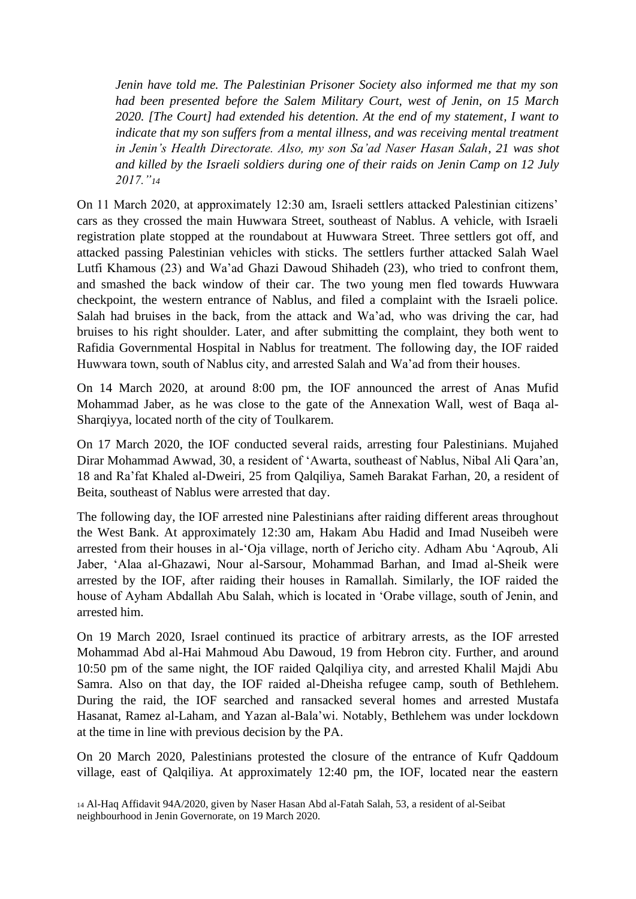*Jenin have told me. The Palestinian Prisoner Society also informed me that my son had been presented before the Salem Military Court, west of Jenin, on 15 March 2020. [The Court] had extended his detention. At the end of my statement, I want to indicate that my son suffers from a mental illness, and was receiving mental treatment in Jenin's Health Directorate. Also, my son Sa'ad Naser Hasan Salah, 21 was shot and killed by the Israeli soldiers during one of their raids on Jenin Camp on 12 July 2017."*[14]

On 11 March 2020, at approximately 12:30 am, Israeli settlers attacked Palestinian citizens' cars as they crossed the main Huwwara Street, southeast of Nablus. A vehicle, with Israeli registration plate stopped at the roundabout at Huwwara Street. Three settlers got off, and attacked passing Palestinian vehicles with sticks. The settlers further attacked Salah Wael Lutfi Khamous (23) and Wa'ad Ghazi Dawoud Shihadeh (23), who tried to confront them, and smashed the back window of their car. The two young men fled towards Huwwara checkpoint, the western entrance of Nablus, and filed a complaint with the Israeli police. Salah had bruises in the back, from the attack and Wa'ad, who was driving the car, had bruises to his right shoulder. Later, and after submitting the complaint, they both went to Rafidia Governmental Hospital in Nablus for treatment. The following day, the IOF raided Huwwara town, south of Nablus city, and arrested Salah and Wa'ad from their houses.

On 14 March 2020, at around 8:00 pm, the IOF announced the arrest of Anas Mufid Mohammad Jaber, as he was close to the gate of the Annexation Wall, west of Baqa al-Sharqiyya, located north of the city of Toulkarem.

On 17 March 2020, the IOF conducted several raids, arresting four Palestinians. Mujahed Dirar Mohammad Awwad, 30, a resident of 'Awarta, southeast of Nablus, Nibal Ali Qara'an, 18 and Ra'fat Khaled al-Dweiri, 25 from Qalqiliya, Sameh Barakat Farhan, 20, a resident of Beita, southeast of Nablus were arrested that day.

The following day, the IOF arrested nine Palestinians after raiding different areas throughout the West Bank. At approximately 12:30 am, Hakam Abu Hadid and Imad Nuseibeh were arrested from their houses in al-'Oja village, north of Jericho city. Adham Abu 'Aqroub, Ali Jaber, 'Alaa al-Ghazawi, Nour al-Sarsour, Mohammad Barhan, and Imad al-Sheik were arrested by the IOF, after raiding their houses in Ramallah. Similarly, the IOF raided the house of Ayham Abdallah Abu Salah, which is located in 'Orabe village, south of Jenin, and arrested him.

On 19 March 2020, Israel continued its practice of arbitrary arrests, as the IOF arrested Mohammad Abd al-Hai Mahmoud Abu Dawoud, 19 from Hebron city. Further, and around 10:50 pm of the same night, the IOF raided Qalqiliya city, and arrested Khalil Majdi Abu Samra. Also on that day, the IOF raided al-Dheisha refugee camp, south of Bethlehem. During the raid, the IOF searched and ransacked several homes and arrested Mustafa Hasanat, Ramez al-Laham, and Yazan al-Bala'wi. Notably, Bethlehem was under lockdown at the time in line with previous decision by the PA.

On 20 March 2020, Palestinians protested the closure of the entrance of Kufr Qaddoum village, east of Qalqiliya. At approximately 12:40 pm, the IOF, located near the eastern

[14] Al-Haq Affidavit 94A/2020, given by Naser Hasan Abd al-Fatah Salah, 53, a resident of al-Seibat neighbourhood in Jenin Governorate, on 19 March 2020.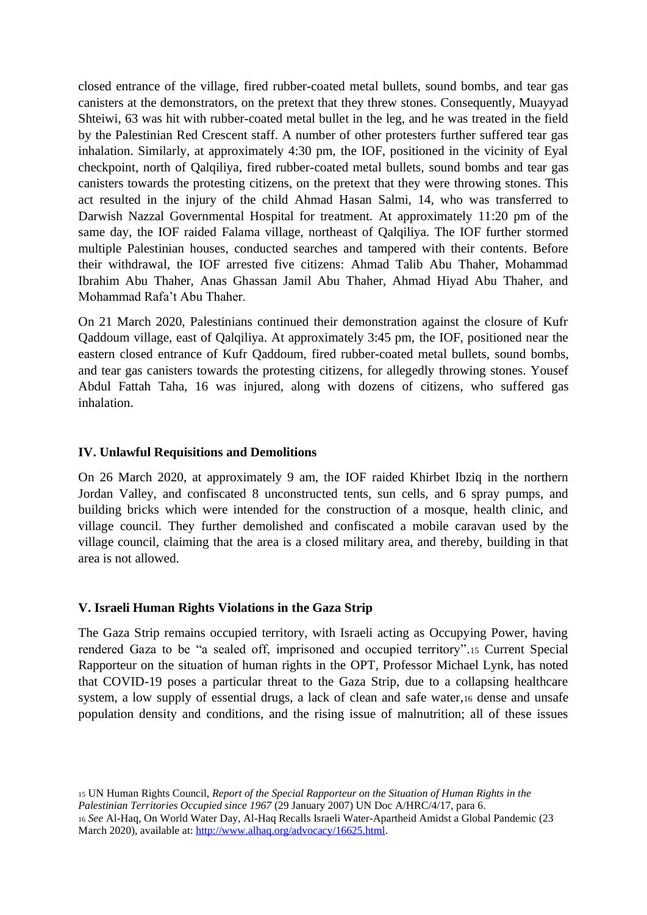closed entrance of the village, fired rubber-coated metal bullets, sound bombs, and tear gas canisters at the demonstrators, on the pretext that they threw stones. Consequently, Muayyad Shteiwi, 63 was hit with rubber-coated metal bullet in the leg, and he was treated in the field by the Palestinian Red Crescent staff. A number of other protesters further suffered tear gas inhalation. Similarly, at approximately 4:30 pm, the IOF, positioned in the vicinity of Eyal checkpoint, north of Qalqiliya, fired rubber-coated metal bullets, sound bombs and tear gas canisters towards the protesting citizens, on the pretext that they were throwing stones. This act resulted in the injury of the child Ahmad Hasan Salmi, 14, who was transferred to Darwish Nazzal Governmental Hospital for treatment. At approximately 11:20 pm of the same day, the IOF raided Falama village, northeast of Qalqiliya. The IOF further stormed multiple Palestinian houses, conducted searches and tampered with their contents. Before their withdrawal, the IOF arrested five citizens: Ahmad Talib Abu Thaher, Mohammad Ibrahim Abu Thaher, Anas Ghassan Jamil Abu Thaher, Ahmad Hiyad Abu Thaher, and Mohammad Rafa't Abu Thaher.

On 21 March 2020, Palestinians continued their demonstration against the closure of Kufr Qaddoum village, east of Qalqiliya. At approximately 3:45 pm, the IOF, positioned near the eastern closed entrance of Kufr Qaddoum, fired rubber-coated metal bullets, sound bombs, and tear gas canisters towards the protesting citizens, for allegedly throwing stones. Yousef Abdul Fattah Taha, 16 was injured, along with dozens of citizens, who suffered gas inhalation.

## IV. Unlawful Requisitions and Demolitions

On 26 March 2020, at approximately 9 am, the IOF raided Khirbet Ibziq in the northern Jordan Valley, and confiscated 8 unconstructed tents, sun cells, and 6 spray pumps, and building bricks which were intended for the construction of a mosque, health clinic, and village council. They further demolished and confiscated a mobile caravan used by the village council, claiming that the area is a closed military area, and thereby, building in that area is not allowed.

## V. Israeli Human Rights Violations in the Gaza Strip

The Gaza Strip remains occupied territory, with Israeli acting as Occupying Power, having rendered Gaza to be "a sealed off, imprisoned and occupied territory".[15] Current Special Rapporteur on the situation of human rights in the OPT, Professor Michael Lynk, has noted that COVID-19 poses a particular threat to the Gaza Strip, due to a collapsing healthcare system, a low supply of essential drugs, a lack of clean and safe water,[16] dense and unsafe population density and conditions, and the rising issue of malnutrition; all of these issues

[15] UN Human Rights Council, *Report of the Special Rapporteur on the Situation of Human Rights in the Palestinian Territories Occupied since 1967* (29 January 2007) UN Doc A/HRC/4/17, para 6.

[16] *See* Al-Haq, On World Water Day, Al-Haq Recalls Israeli Water-Apartheid Amidst a Global Pandemic (23 March 2020), available at: http://www.alhaq.org/advocacy/16625.html.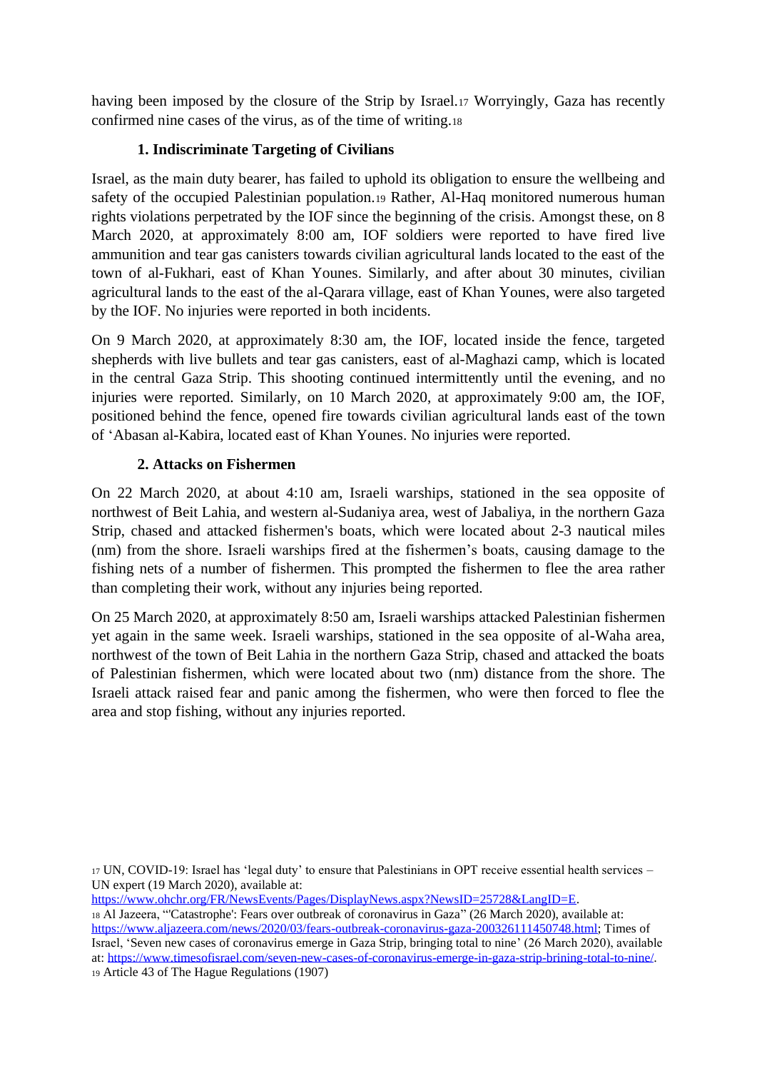having been imposed by the closure of the Strip by Israel.[17] Worryingly, Gaza has recently confirmed nine cases of the virus, as of the time of writing.[18]

### 1. Indiscriminate Targeting of Civilians

Israel, as the main duty bearer, has failed to uphold its obligation to ensure the wellbeing and safety of the occupied Palestinian population.[19] Rather, Al-Haq monitored numerous human rights violations perpetrated by the IOF since the beginning of the crisis. Amongst these, on 8 March 2020, at approximately 8:00 am, IOF soldiers were reported to have fired live ammunition and tear gas canisters towards civilian agricultural lands located to the east of the town of al-Fukhari, east of Khan Younes. Similarly, and after about 30 minutes, civilian agricultural lands to the east of the al-Qarara village, east of Khan Younes, were also targeted by the IOF. No injuries were reported in both incidents.

On 9 March 2020, at approximately 8:30 am, the IOF, located inside the fence, targeted shepherds with live bullets and tear gas canisters, east of al-Maghazi camp, which is located in the central Gaza Strip. This shooting continued intermittently until the evening, and no injuries were reported. Similarly, on 10 March 2020, at approximately 9:00 am, the IOF, positioned behind the fence, opened fire towards civilian agricultural lands east of the town of 'Abasan al-Kabira, located east of Khan Younes. No injuries were reported.

### 2. Attacks on Fishermen

On 22 March 2020, at about 4:10 am, Israeli warships, stationed in the sea opposite of northwest of Beit Lahia, and western al-Sudaniya area, west of Jabaliya, in the northern Gaza Strip, chased and attacked fishermen's boats, which were located about 2-3 nautical miles (nm) from the shore. Israeli warships fired at the fishermen's boats, causing damage to the fishing nets of a number of fishermen. This prompted the fishermen to flee the area rather than completing their work, without any injuries being reported.

On 25 March 2020, at approximately 8:50 am, Israeli warships attacked Palestinian fishermen yet again in the same week. Israeli warships, stationed in the sea opposite of al-Waha area, northwest of the town of Beit Lahia in the northern Gaza Strip, chased and attacked the boats of Palestinian fishermen, which were located about two (nm) distance from the shore. The Israeli attack raised fear and panic among the fishermen, who were then forced to flee the area and stop fishing, without any injuries reported.

---

[17] UN, COVID-19: Israel has 'legal duty' to ensure that Palestinians in OPT receive essential health services – UN expert (19 March 2020), available at: https://www.ohchr.org/FR/NewsEvents/Pages/DisplayNews.aspx?NewsID=25728&LangID=E.

[18] Al Jazeera, "'Catastrophe': Fears over outbreak of coronavirus in Gaza" (26 March 2020), available at: https://www.aljazeera.com/news/2020/03/fears-outbreak-coronavirus-gaza-200326111450748.html; Times of Israel, 'Seven new cases of coronavirus emerge in Gaza Strip, bringing total to nine' (26 March 2020), available at: https://www.timesofisrael.com/seven-new-cases-of-coronavirus-emerge-in-gaza-strip-brining-total-to-nine/.

[19] Article 43 of The Hague Regulations (1907)